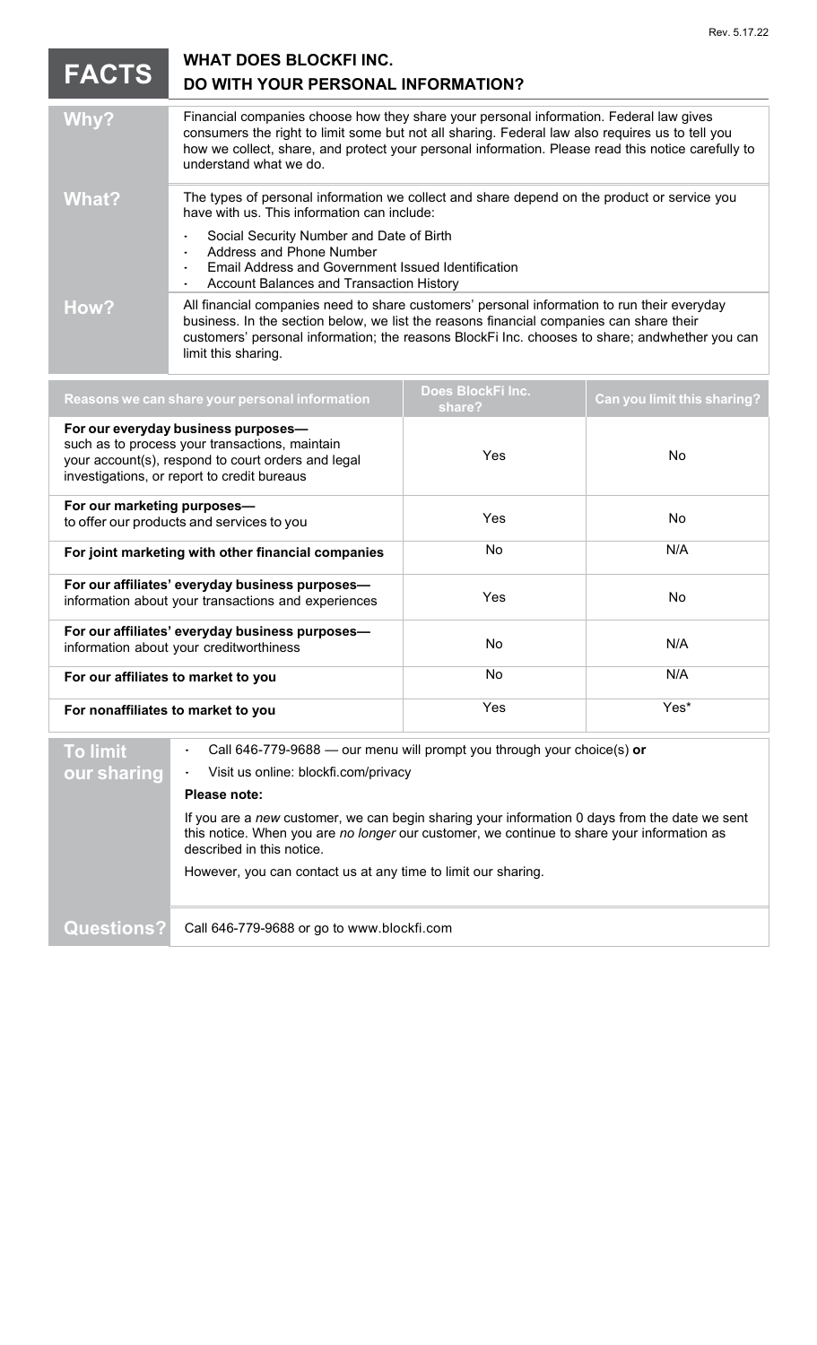Rev. 5.17.22

# FACTS — WHAT DOES BLOCKFI INC. DO WITH YOUR PERSONAL INFORMATION?

| | |
|---|---|
| **Why?** | Financial companies choose how they share your personal information. Federal law gives consumers the right to limit some but not all sharing. Federal law also requires us to tell you how we collect, share, and protect your personal information. Please read this notice carefully to understand what we do. |
| **What?** | The types of personal information we collect and share depend on the product or service you have with us. This information can include:<br>• Social Security Number and Date of Birth<br>• Address and Phone Number<br>• Email Address and Government Issued Identification<br>• Account Balances and Transaction History |
| **How?** | All financial companies need to share customers' personal information to run their everyday business. In the section below, we list the reasons financial companies can share their customers' personal information; the reasons BlockFi Inc. chooses to share; andwhether you can limit this sharing. |

| Reasons we can share your personal information | Does BlockFi Inc. share? | Can you limit this sharing? |
|---|---|---|
| **For our everyday business purposes—** such as to process your transactions, maintain your account(s), respond to court orders and legal investigations, or report to credit bureaus | Yes | No |
| **For our marketing purposes—** to offer our products and services to you | Yes | No |
| **For joint marketing with other financial companies** | No | N/A |
| **For our affiliates' everyday business purposes—** information about your transactions and experiences | Yes | No |
| **For our affiliates' everyday business purposes—** information about your creditworthiness | No | N/A |
| **For our affiliates to market to you** | No | N/A |
| **For nonaffiliates to market to you** | Yes | Yes* |

| | |
|---|---|
| **To limit our sharing** | • Call 646-779-9688 — our menu will prompt you through your choice(s) **or**<br>• Visit us online: blockfi.com/privacy<br>**Please note:**<br>If you are a *new* customer, we can begin sharing your information 0 days from the date we sent this notice. When you are *no longer* our customer, we continue to share your information as described in this notice.<br>However, you can contact us at any time to limit our sharing. |
| **Questions?** | Call 646-779-9688 or go to www.blockfi.com |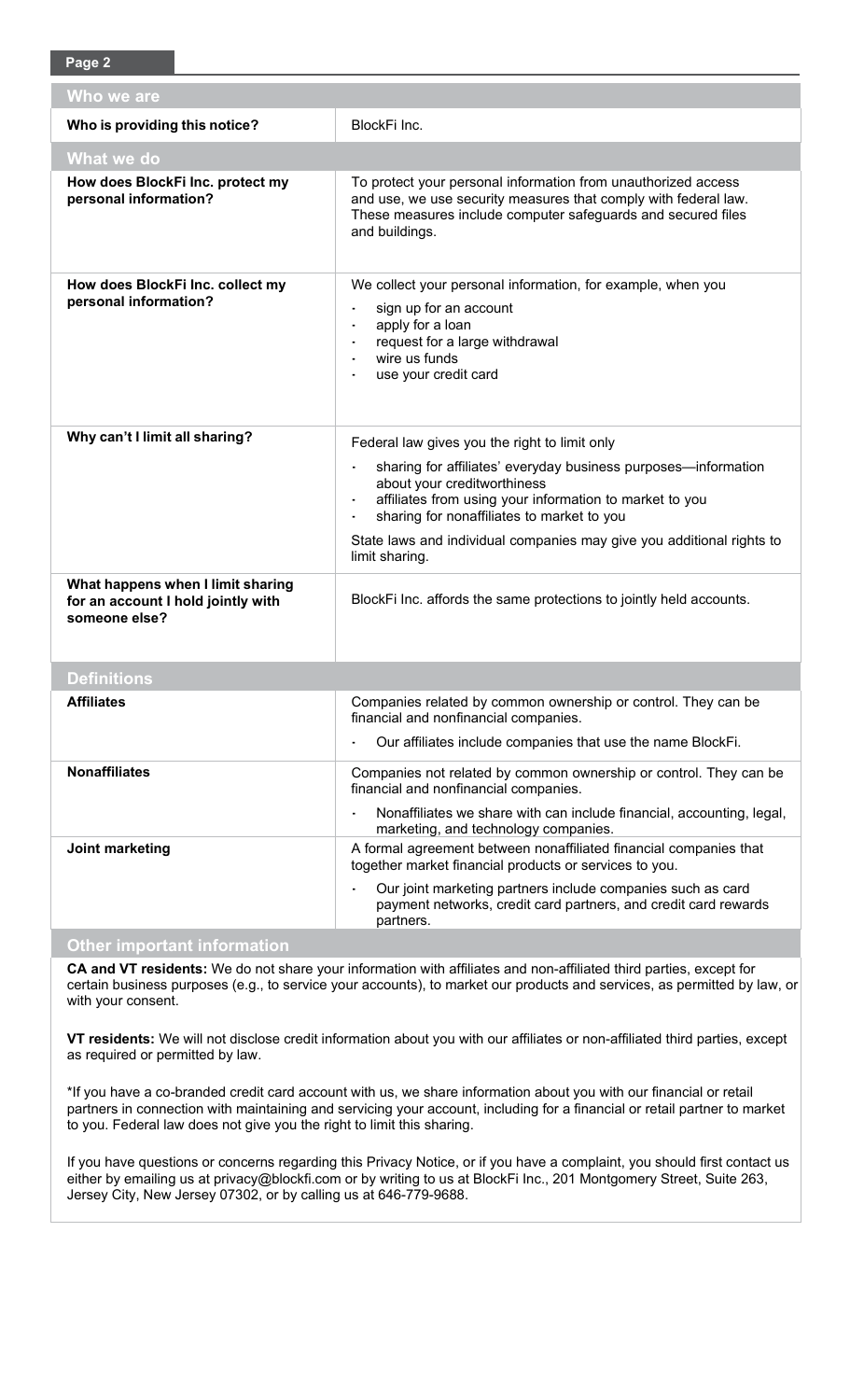| Who we are | |
| --- | --- |
| **Who is providing this notice?** | BlockFi Inc. |

| What we do | |
| --- | --- |
| **How does BlockFi Inc. protect my personal information?** | To protect your personal information from unauthorized access and use, we use security measures that comply with federal law. These measures include computer safeguards and secured files and buildings. |
| **How does BlockFi Inc. collect my personal information?** | We collect your personal information, for example, when you<br>· sign up for an account<br>· apply for a loan<br>· request for a large withdrawal<br>· wire us funds<br>· use your credit card |
| **Why can't I limit all sharing?** | Federal law gives you the right to limit only<br>· sharing for affiliates' everyday business purposes—information about your creditworthiness<br>· affiliates from using your information to market to you<br>· sharing for nonaffiliates to market to you<br><br>State laws and individual companies may give you additional rights to limit sharing. |
| **What happens when I limit sharing for an account I hold jointly with someone else?** | BlockFi Inc. affords the same protections to jointly held accounts. |

| Definitions | |
| --- | --- |
| **Affiliates** | Companies related by common ownership or control. They can be financial and nonfinancial companies.<br>· Our affiliates include companies that use the name BlockFi. |
| **Nonaffiliates** | Companies not related by common ownership or control. They can be financial and nonfinancial companies.<br>· Nonaffiliates we share with can include financial, accounting, legal, marketing, and technology companies. |
| **Joint marketing** | A formal agreement between nonaffiliated financial companies that together market financial products or services to you.<br>· Our joint marketing partners include companies such as card payment networks, credit card partners, and credit card rewards partners. |

## Other important information

**CA and VT residents:** We do not share your information with affiliates and non-affiliated third parties, except for certain business purposes (e.g., to service your accounts), to market our products and services, as permitted by law, or with your consent.

**VT residents:** We will not disclose credit information about you with our affiliates or non-affiliated third parties, except as required or permitted by law.

*If you have a co-branded credit card account with us, we share information about you with our financial or retail partners in connection with maintaining and servicing your account, including for a financial or retail partner to market to you. Federal law does not give you the right to limit this sharing.

If you have questions or concerns regarding this Privacy Notice, or if you have a complaint, you should first contact us either by emailing us at privacy@blockfi.com or by writing to us at BlockFi Inc., 201 Montgomery Street, Suite 263, Jersey City, New Jersey 07302, or by calling us at 646-779-9688.